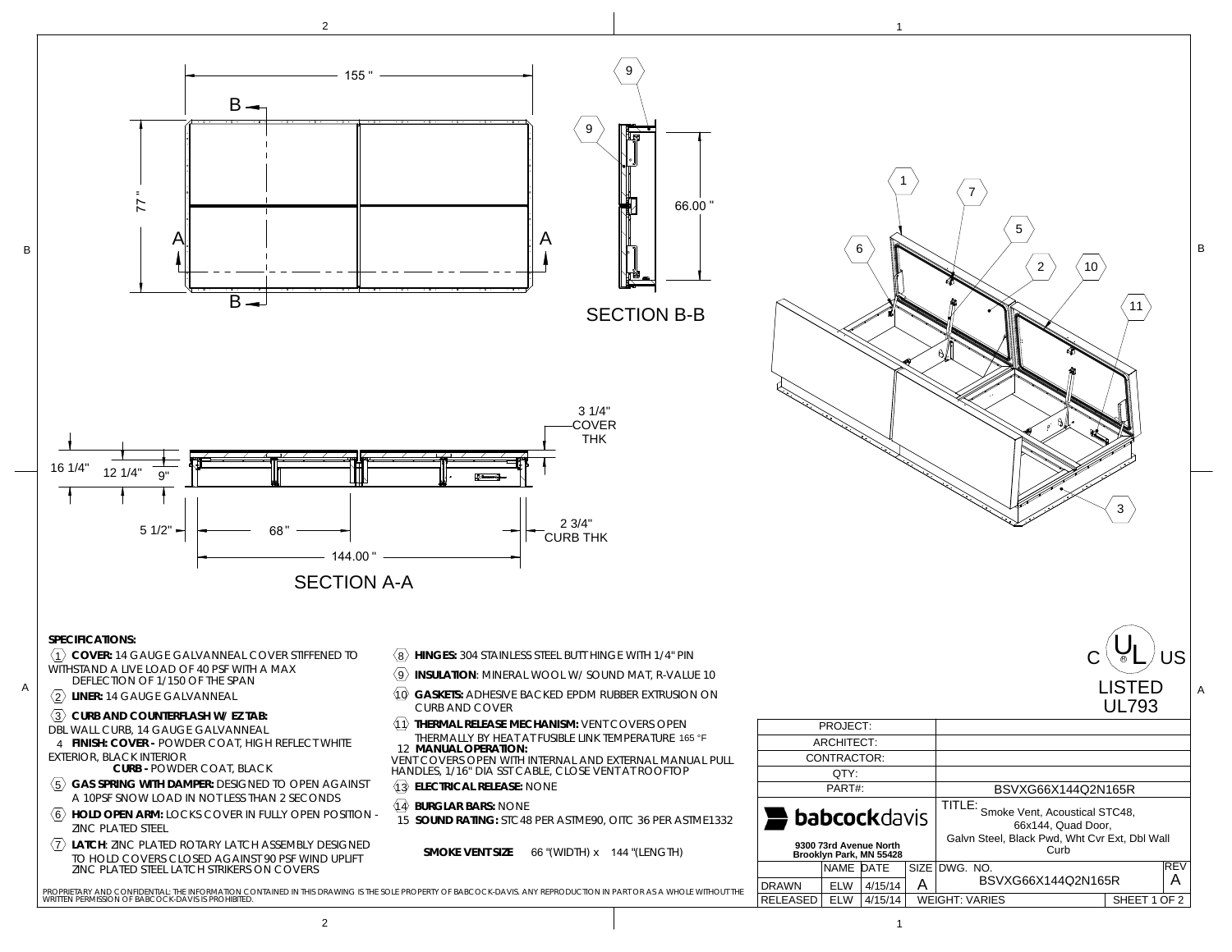SECTION B-B

SECTION A-A

## SPECIFICATIONS:

1. **COVER:** 14 GAUGE GALVANNEAL COVER STIFFENED TO WITHSTAND A LIVE LOAD OF 40 PSF WITH A MAX DEFLECTION OF 1/150 OF THE SPAN
2. **LINER:** 14 GAUGE GALVANNEAL
3. **CURB AND COUNTERFLASH W/ EZ TAB:** DBL WALL CURB, 14 GAUGE GALVANNEAL
4. **FINISH: COVER -** POWDER COAT, HIGH REFLECT WHITE EXTERIOR, BLACK INTERIOR
   **CURB -** POWDER COAT, BLACK
5. **GAS SPRING WITH DAMPER:** DESIGNED TO OPEN AGAINST A 10PSF SNOW LOAD IN NOT LESS THAN 2 SECONDS
6. **HOLD OPEN ARM:** LOCKS COVER IN FULLY OPEN POSITION - ZINC PLATED STEEL
7. **LATCH**: ZINC PLATED ROTARY LATCH ASSEMBLY DESIGNED TO HOLD COVERS CLOSED AGAINST 90 PSF WIND UPLIFT ZINC PLATED STEEL LATCH STRIKERS ON COVERS
8. **HINGES:** 304 STAINLESS STEEL BUTT HINGE WITH 1/4" PIN
9. **INSULATION**: MINERAL WOOL W/ SOUND MAT, R-VALUE 10
10. **GASKETS:** ADHESIVE BACKED EPDM RUBBER EXTRUSION ON CURB AND COVER
11. **THERMAL RELEASE MECHANISM:** VENT COVERS OPEN THERMALLY BY HEAT AT FUSIBLE LINK TEMPERATURE 165 °F
12. **MANUAL OPERATION:** VENT COVERS OPEN WITH INTERNAL AND EXTERNAL MANUAL PULL HANDLES, 1/16" DIA SST CABLE, CLOSE VENT AT ROOFTOP
13. **ELECTRICAL RELEASE:** NONE
14. **BURGLAR BARS:** NONE
15. **SOUND RATING:** STC 48 PER ASTM E90, OITC 36 PER ASTM E1332

**SMOKE VENT SIZE** 66 "(WIDTH) x 144 "(LENGTH)

C UL US LISTED UL793

| | |
|---|---|
| PROJECT: | |
| ARCHITECT: | |
| CONTRACTOR: | |
| QTY: | |
| PART#: | BSVXG66X144Q2N165R |

**babcockdavis**
9300 73rd Avenue North
Brooklyn Park, MN 55428

TITLE: Smoke Vent, Acoustical STC48, 66x144, Quad Door, Galvn Steel, Black Pwd, Wht Cvr Ext, Dbl Wall Curb

| | NAME | DATE | SIZE | DWG. NO. | REV |
|---|---|---|---|---|---|
| DRAWN | ELW | 4/15/14 | A | BSVXG66X144Q2N165R | A |
| RELEASED | ELW | 4/15/14 | WEIGHT: VARIES | SHEET 1 OF 2 | |

PROPRIETARY AND CONFIDENTIAL: THE INFORMATION CONTAINED IN THIS DRAWING IS THE SOLE PROPERTY OF BABCOCK-DAVIS. ANY REPRODUCTION IN PART OR AS A WHOLE WITHOUT THE WRITTEN PERMISSION OF BABCOCK-DAVIS IS PROHIBITED.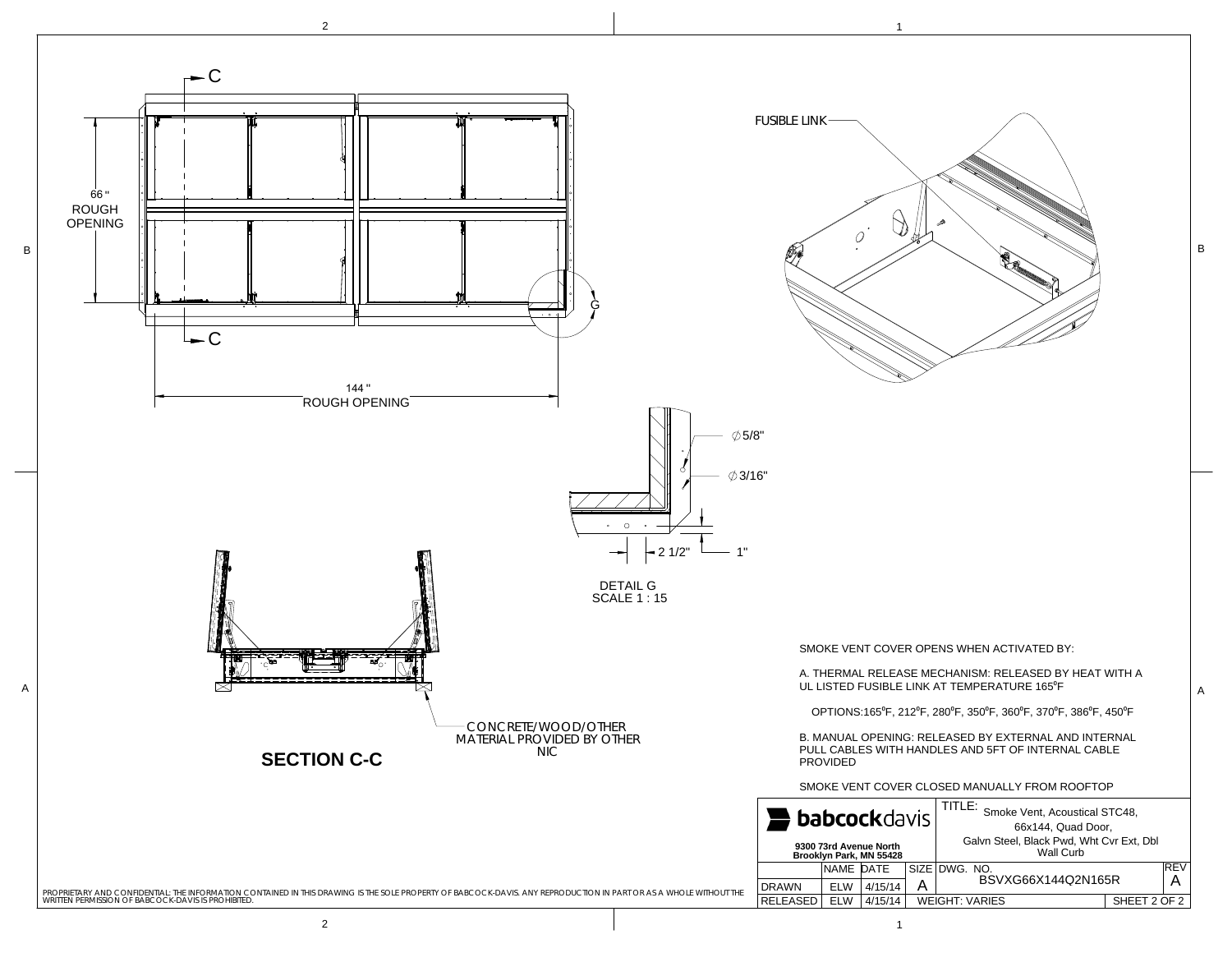66 "
ROUGH
OPENING

144 "
ROUGH OPENING

C

C

G

FUSIBLE LINK

∅5/8"

∅3/16"

2 1/2"

1"

DETAIL G
SCALE 1 : 15

CONCRETE/WOOD/OTHER
MATERIAL PROVIDED BY OTHER
NIC

**SECTION C-C**

SMOKE VENT COVER OPENS WHEN ACTIVATED BY:

A. THERMAL RELEASE MECHANISM: RELEASED BY HEAT WITH A UL LISTED FUSIBLE LINK AT TEMPERATURE 165°F

OPTIONS:165°F, 212°F, 280°F, 350°F, 360°F, 370°F, 386°F, 450°F

B. MANUAL OPENING: RELEASED BY EXTERNAL AND INTERNAL PULL CABLES WITH HANDLES AND 5FT OF INTERNAL CABLE PROVIDED

SMOKE VENT COVER CLOSED MANUALLY FROM ROOFTOP

**babcock**davis

**9300 73rd Avenue North**
**Brooklyn Park, MN 55428**

TITLE: Smoke Vent, Acoustical STC48, 66x144, Quad Door, Galvn Steel, Black Pwd, Wht Cvr Ext, Dbl Wall Curb

| | NAME | DATE | SIZE | DWG. NO. | REV |
|---|---|---|---|---|---|
| DRAWN | ELW | 4/15/14 | A | BSVXG66X144Q2N165R | A |
| RELEASED | ELW | 4/15/14 | WEIGHT: VARIES | SHEET 2 OF 2 | |

PROPRIETARY AND CONFIDENTIAL: THE INFORMATION CONTAINED IN THIS DRAWING IS THE SOLE PROPERTY OF BABCOCK-DAVIS. ANY REPRODUCTION IN PART OR AS A WHOLE WITHOUT THE WRITTEN PERMISSION OF BABCOCK-DAVIS IS PROHIBITED.